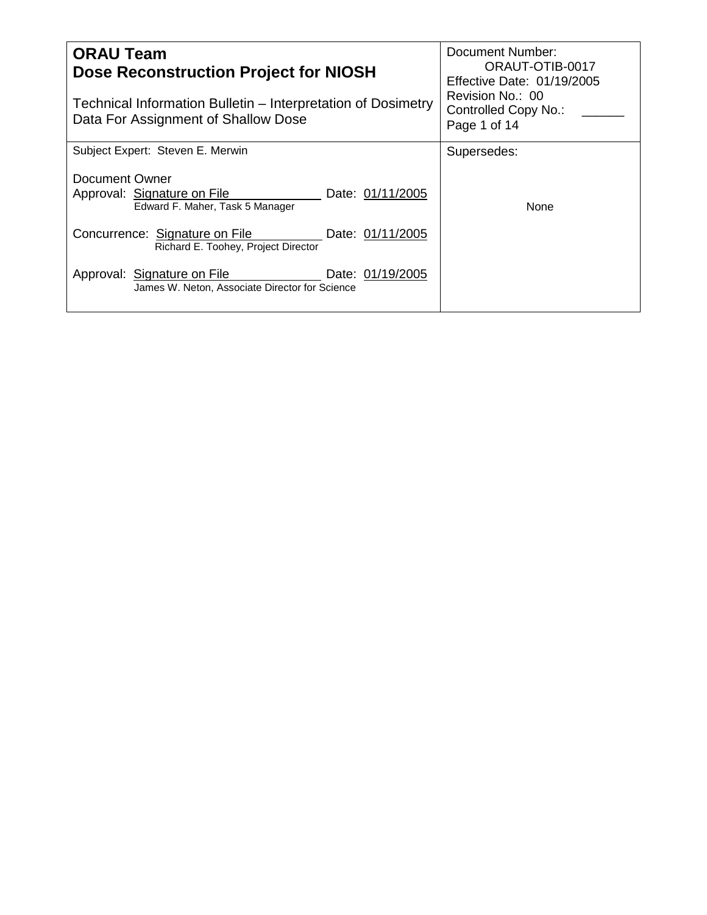| **ORAU Team**<br>**Dose Reconstruction Project for NIOSH**<br><br>Technical Information Bulletin – Interpretation of Dosimetry Data For Assignment of Shallow Dose | Document Number:<br>ORAUT-OTIB-0017<br>Effective Date: 01/19/2005<br>Revision No.: 00<br>Controlled Copy No.: ______<br>Page 1 of 14 |
|---|---|
| Subject Expert: Steven E. Merwin<br><br>Document Owner<br>Approval: Signature on File Date: 01/11/2005<br>Edward F. Maher, Task 5 Manager<br><br>Concurrence: Signature on File Date: 01/11/2005<br>Richard E. Toohey, Project Director<br><br>Approval: Signature on File Date: 01/19/2005<br>James W. Neton, Associate Director for Science | Supersedes:<br><br>None |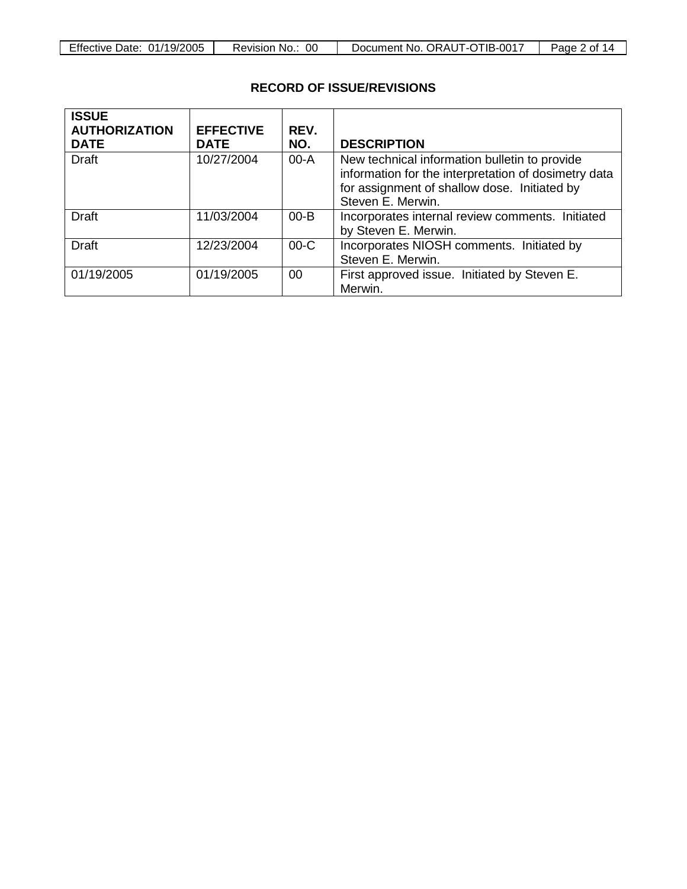## RECORD OF ISSUE/REVISIONS

| ISSUE AUTHORIZATION DATE | EFFECTIVE DATE | REV. NO. | DESCRIPTION |
|---|---|---|---|
| Draft | 10/27/2004 | 00-A | New technical information bulletin to provide information for the interpretation of dosimetry data for assignment of shallow dose. Initiated by Steven E. Merwin. |
| Draft | 11/03/2004 | 00-B | Incorporates internal review comments. Initiated by Steven E. Merwin. |
| Draft | 12/23/2004 | 00-C | Incorporates NIOSH comments. Initiated by Steven E. Merwin. |
| 01/19/2005 | 01/19/2005 | 00 | First approved issue. Initiated by Steven E. Merwin. |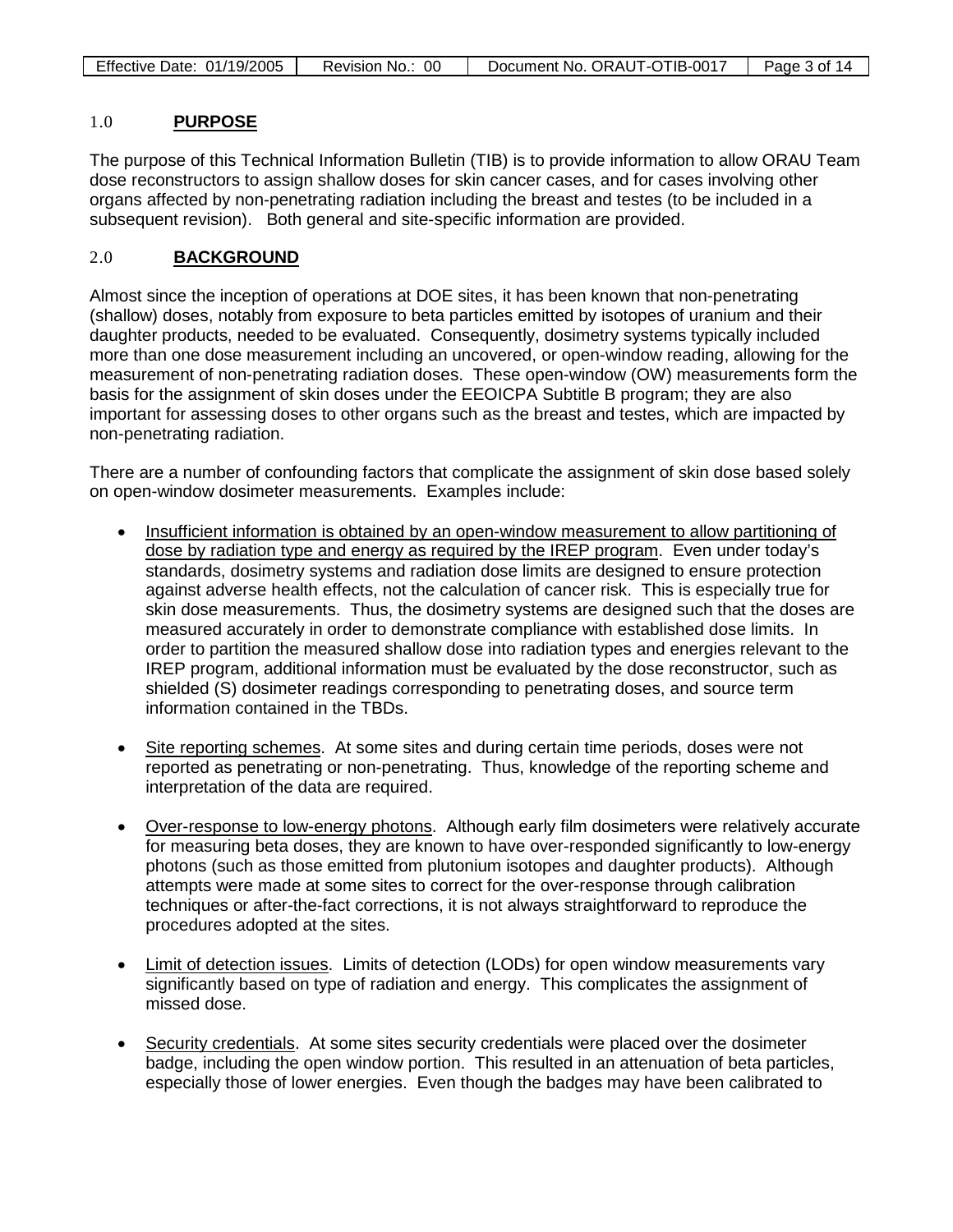## 1.0 **PURPOSE**

The purpose of this Technical Information Bulletin (TIB) is to provide information to allow ORAU Team dose reconstructors to assign shallow doses for skin cancer cases, and for cases involving other organs affected by non-penetrating radiation including the breast and testes (to be included in a subsequent revision). Both general and site-specific information are provided.

## 2.0 **BACKGROUND**

Almost since the inception of operations at DOE sites, it has been known that non-penetrating (shallow) doses, notably from exposure to beta particles emitted by isotopes of uranium and their daughter products, needed to be evaluated. Consequently, dosimetry systems typically included more than one dose measurement including an uncovered, or open-window reading, allowing for the measurement of non-penetrating radiation doses. These open-window (OW) measurements form the basis for the assignment of skin doses under the EEOICPA Subtitle B program; they are also important for assessing doses to other organs such as the breast and testes, which are impacted by non-penetrating radiation.

There are a number of confounding factors that complicate the assignment of skin dose based solely on open-window dosimeter measurements. Examples include:

- Insufficient information is obtained by an open-window measurement to allow partitioning of dose by radiation type and energy as required by the IREP program. Even under today's standards, dosimetry systems and radiation dose limits are designed to ensure protection against adverse health effects, not the calculation of cancer risk. This is especially true for skin dose measurements. Thus, the dosimetry systems are designed such that the doses are measured accurately in order to demonstrate compliance with established dose limits. In order to partition the measured shallow dose into radiation types and energies relevant to the IREP program, additional information must be evaluated by the dose reconstructor, such as shielded (S) dosimeter readings corresponding to penetrating doses, and source term information contained in the TBDs.

- Site reporting schemes. At some sites and during certain time periods, doses were not reported as penetrating or non-penetrating. Thus, knowledge of the reporting scheme and interpretation of the data are required.

- Over-response to low-energy photons. Although early film dosimeters were relatively accurate for measuring beta doses, they are known to have over-responded significantly to low-energy photons (such as those emitted from plutonium isotopes and daughter products). Although attempts were made at some sites to correct for the over-response through calibration techniques or after-the-fact corrections, it is not always straightforward to reproduce the procedures adopted at the sites.

- Limit of detection issues. Limits of detection (LODs) for open window measurements vary significantly based on type of radiation and energy. This complicates the assignment of missed dose.

- Security credentials. At some sites security credentials were placed over the dosimeter badge, including the open window portion. This resulted in an attenuation of beta particles, especially those of lower energies. Even though the badges may have been calibrated to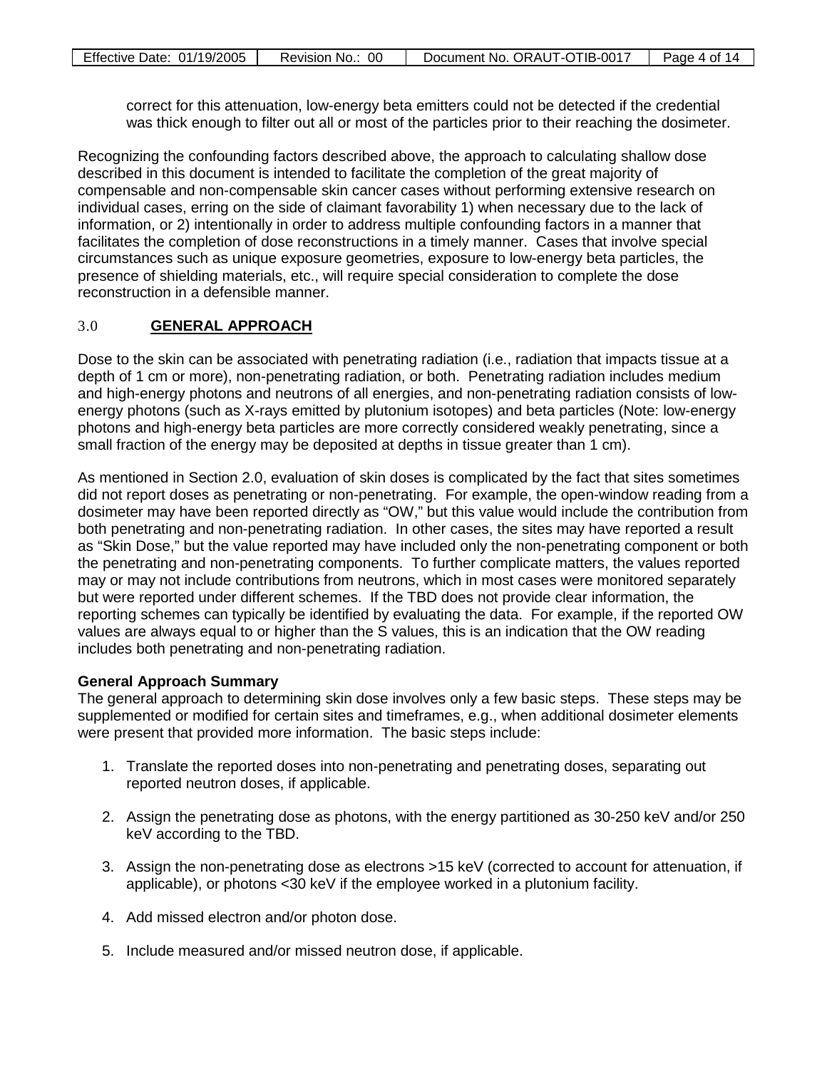correct for this attenuation, low-energy beta emitters could not be detected if the credential was thick enough to filter out all or most of the particles prior to their reaching the dosimeter.

Recognizing the confounding factors described above, the approach to calculating shallow dose described in this document is intended to facilitate the completion of the great majority of compensable and non-compensable skin cancer cases without performing extensive research on individual cases, erring on the side of claimant favorability 1) when necessary due to the lack of information, or 2) intentionally in order to address multiple confounding factors in a manner that facilitates the completion of dose reconstructions in a timely manner. Cases that involve special circumstances such as unique exposure geometries, exposure to low-energy beta particles, the presence of shielding materials, etc., will require special consideration to complete the dose reconstruction in a defensible manner.

## 3.0 GENERAL APPROACH

Dose to the skin can be associated with penetrating radiation (i.e., radiation that impacts tissue at a depth of 1 cm or more), non-penetrating radiation, or both. Penetrating radiation includes medium and high-energy photons and neutrons of all energies, and non-penetrating radiation consists of low-energy photons (such as X-rays emitted by plutonium isotopes) and beta particles (Note: low-energy photons and high-energy beta particles are more correctly considered weakly penetrating, since a small fraction of the energy may be deposited at depths in tissue greater than 1 cm).

As mentioned in Section 2.0, evaluation of skin doses is complicated by the fact that sites sometimes did not report doses as penetrating or non-penetrating. For example, the open-window reading from a dosimeter may have been reported directly as "OW," but this value would include the contribution from both penetrating and non-penetrating radiation. In other cases, the sites may have reported a result as "Skin Dose," but the value reported may have included only the non-penetrating component or both the penetrating and non-penetrating components. To further complicate matters, the values reported may or may not include contributions from neutrons, which in most cases were monitored separately but were reported under different schemes. If the TBD does not provide clear information, the reporting schemes can typically be identified by evaluating the data. For example, if the reported OW values are always equal to or higher than the S values, this is an indication that the OW reading includes both penetrating and non-penetrating radiation.

**General Approach Summary**

The general approach to determining skin dose involves only a few basic steps. These steps may be supplemented or modified for certain sites and timeframes, e.g., when additional dosimeter elements were present that provided more information. The basic steps include:

1. Translate the reported doses into non-penetrating and penetrating doses, separating out reported neutron doses, if applicable.

2. Assign the penetrating dose as photons, with the energy partitioned as 30-250 keV and/or 250 keV according to the TBD.

3. Assign the non-penetrating dose as electrons >15 keV (corrected to account for attenuation, if applicable), or photons <30 keV if the employee worked in a plutonium facility.

4. Add missed electron and/or photon dose.

5. Include measured and/or missed neutron dose, if applicable.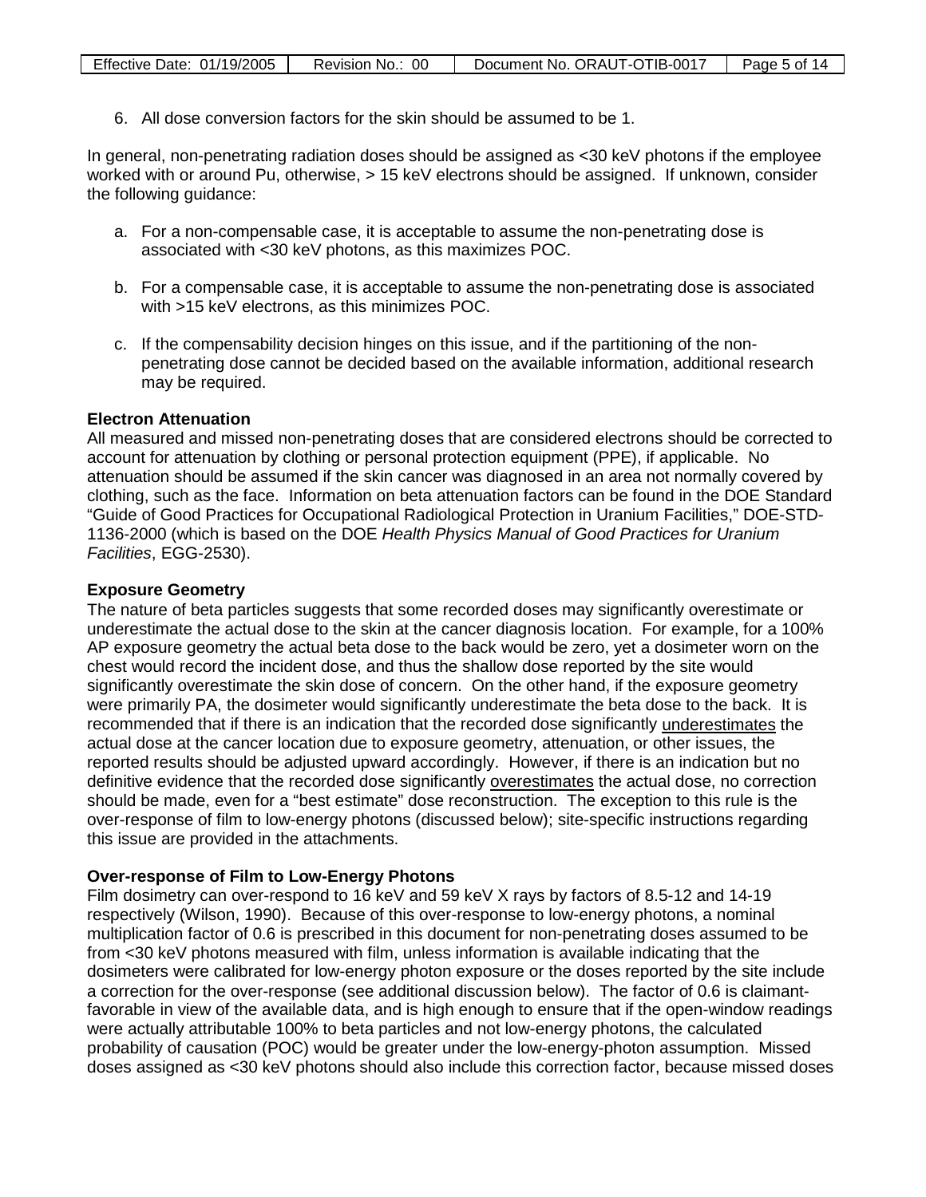6. All dose conversion factors for the skin should be assumed to be 1.

In general, non-penetrating radiation doses should be assigned as <30 keV photons if the employee worked with or around Pu, otherwise, > 15 keV electrons should be assigned. If unknown, consider the following guidance:

a. For a non-compensable case, it is acceptable to assume the non-penetrating dose is associated with <30 keV photons, as this maximizes POC.

b. For a compensable case, it is acceptable to assume the non-penetrating dose is associated with >15 keV electrons, as this minimizes POC.

c. If the compensability decision hinges on this issue, and if the partitioning of the non-penetrating dose cannot be decided based on the available information, additional research may be required.

**Electron Attenuation**

All measured and missed non-penetrating doses that are considered electrons should be corrected to account for attenuation by clothing or personal protection equipment (PPE), if applicable. No attenuation should be assumed if the skin cancer was diagnosed in an area not normally covered by clothing, such as the face. Information on beta attenuation factors can be found in the DOE Standard "Guide of Good Practices for Occupational Radiological Protection in Uranium Facilities," DOE-STD-1136-2000 (which is based on the DOE *Health Physics Manual of Good Practices for Uranium Facilities*, EGG-2530).

**Exposure Geometry**

The nature of beta particles suggests that some recorded doses may significantly overestimate or underestimate the actual dose to the skin at the cancer diagnosis location. For example, for a 100% AP exposure geometry the actual beta dose to the back would be zero, yet a dosimeter worn on the chest would record the incident dose, and thus the shallow dose reported by the site would significantly overestimate the skin dose of concern. On the other hand, if the exposure geometry were primarily PA, the dosimeter would significantly underestimate the beta dose to the back. It is recommended that if there is an indication that the recorded dose significantly <u>underestimates</u> the actual dose at the cancer location due to exposure geometry, attenuation, or other issues, the reported results should be adjusted upward accordingly. However, if there is an indication but no definitive evidence that the recorded dose significantly <u>overestimates</u> the actual dose, no correction should be made, even for a "best estimate" dose reconstruction. The exception to this rule is the over-response of film to low-energy photons (discussed below); site-specific instructions regarding this issue are provided in the attachments.

**Over-response of Film to Low-Energy Photons**

Film dosimetry can over-respond to 16 keV and 59 keV X rays by factors of 8.5-12 and 14-19 respectively (Wilson, 1990). Because of this over-response to low-energy photons, a nominal multiplication factor of 0.6 is prescribed in this document for non-penetrating doses assumed to be from <30 keV photons measured with film, unless information is available indicating that the dosimeters were calibrated for low-energy photon exposure or the doses reported by the site include a correction for the over-response (see additional discussion below). The factor of 0.6 is claimant-favorable in view of the available data, and is high enough to ensure that if the open-window readings were actually attributable 100% to beta particles and not low-energy photons, the calculated probability of causation (POC) would be greater under the low-energy-photon assumption. Missed doses assigned as <30 keV photons should also include this correction factor, because missed doses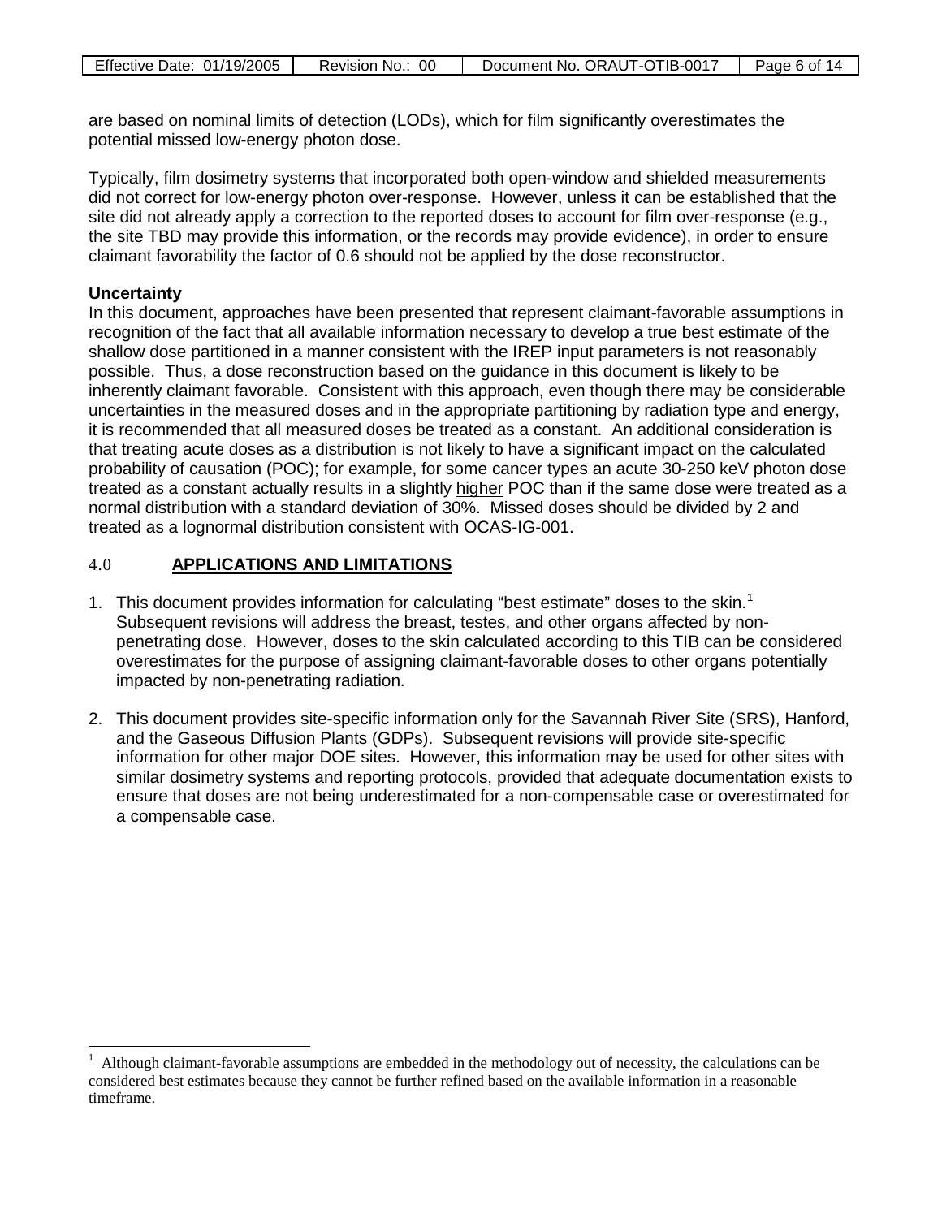are based on nominal limits of detection (LODs), which for film significantly overestimates the potential missed low-energy photon dose.

Typically, film dosimetry systems that incorporated both open-window and shielded measurements did not correct for low-energy photon over-response. However, unless it can be established that the site did not already apply a correction to the reported doses to account for film over-response (e.g., the site TBD may provide this information, or the records may provide evidence), in order to ensure claimant favorability the factor of 0.6 should not be applied by the dose reconstructor.

**Uncertainty**

In this document, approaches have been presented that represent claimant-favorable assumptions in recognition of the fact that all available information necessary to develop a true best estimate of the shallow dose partitioned in a manner consistent with the IREP input parameters is not reasonably possible. Thus, a dose reconstruction based on the guidance in this document is likely to be inherently claimant favorable. Consistent with this approach, even though there may be considerable uncertainties in the measured doses and in the appropriate partitioning by radiation type and energy, it is recommended that all measured doses be treated as a <u>constant</u>. An additional consideration is that treating acute doses as a distribution is not likely to have a significant impact on the calculated probability of causation (POC); for example, for some cancer types an acute 30-250 keV photon dose treated as a constant actually results in a slightly <u>higher</u> POC than if the same dose were treated as a normal distribution with a standard deviation of 30%. Missed doses should be divided by 2 and treated as a lognormal distribution consistent with OCAS-IG-001.

## 4.0 <u>APPLICATIONS AND LIMITATIONS</u>

1. This document provides information for calculating "best estimate" doses to the skin.[1] Subsequent revisions will address the breast, testes, and other organs affected by non-penetrating dose. However, doses to the skin calculated according to this TIB can be considered overestimates for the purpose of assigning claimant-favorable doses to other organs potentially impacted by non-penetrating radiation.

2. This document provides site-specific information only for the Savannah River Site (SRS), Hanford, and the Gaseous Diffusion Plants (GDPs). Subsequent revisions will provide site-specific information for other major DOE sites. However, this information may be used for other sites with similar dosimetry systems and reporting protocols, provided that adequate documentation exists to ensure that doses are not being underestimated for a non-compensable case or overestimated for a compensable case.

---

[1] Although claimant-favorable assumptions are embedded in the methodology out of necessity, the calculations can be considered best estimates because they cannot be further refined based on the available information in a reasonable timeframe.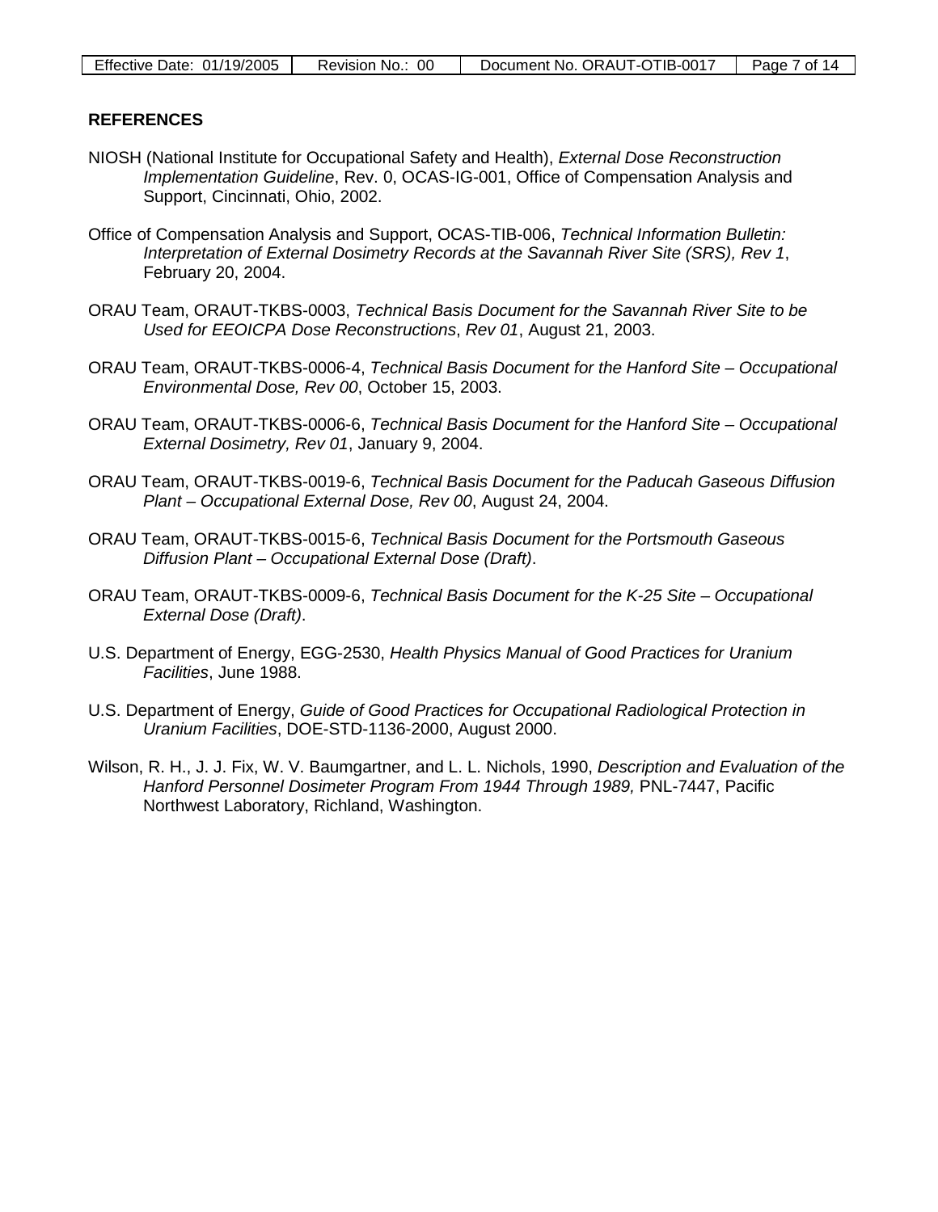## REFERENCES

NIOSH (National Institute for Occupational Safety and Health), *External Dose Reconstruction Implementation Guideline*, Rev. 0, OCAS-IG-001, Office of Compensation Analysis and Support, Cincinnati, Ohio, 2002.

Office of Compensation Analysis and Support, OCAS-TIB-006, *Technical Information Bulletin: Interpretation of External Dosimetry Records at the Savannah River Site (SRS), Rev 1*, February 20, 2004.

ORAU Team, ORAUT-TKBS-0003, *Technical Basis Document for the Savannah River Site to be Used for EEOICPA Dose Reconstructions*, *Rev 01*, August 21, 2003.

ORAU Team, ORAUT-TKBS-0006-4, *Technical Basis Document for the Hanford Site – Occupational Environmental Dose, Rev 00*, October 15, 2003.

ORAU Team, ORAUT-TKBS-0006-6, *Technical Basis Document for the Hanford Site – Occupational External Dosimetry, Rev 01*, January 9, 2004.

ORAU Team, ORAUT-TKBS-0019-6, *Technical Basis Document for the Paducah Gaseous Diffusion Plant – Occupational External Dose, Rev 00*, August 24, 2004.

ORAU Team, ORAUT-TKBS-0015-6, *Technical Basis Document for the Portsmouth Gaseous Diffusion Plant – Occupational External Dose (Draft)*.

ORAU Team, ORAUT-TKBS-0009-6, *Technical Basis Document for the K-25 Site – Occupational External Dose (Draft)*.

U.S. Department of Energy, EGG-2530, *Health Physics Manual of Good Practices for Uranium Facilities*, June 1988.

U.S. Department of Energy, *Guide of Good Practices for Occupational Radiological Protection in Uranium Facilities*, DOE-STD-1136-2000, August 2000.

Wilson, R. H., J. J. Fix, W. V. Baumgartner, and L. L. Nichols, 1990, *Description and Evaluation of the Hanford Personnel Dosimeter Program From 1944 Through 1989,* PNL-7447, Pacific Northwest Laboratory, Richland, Washington.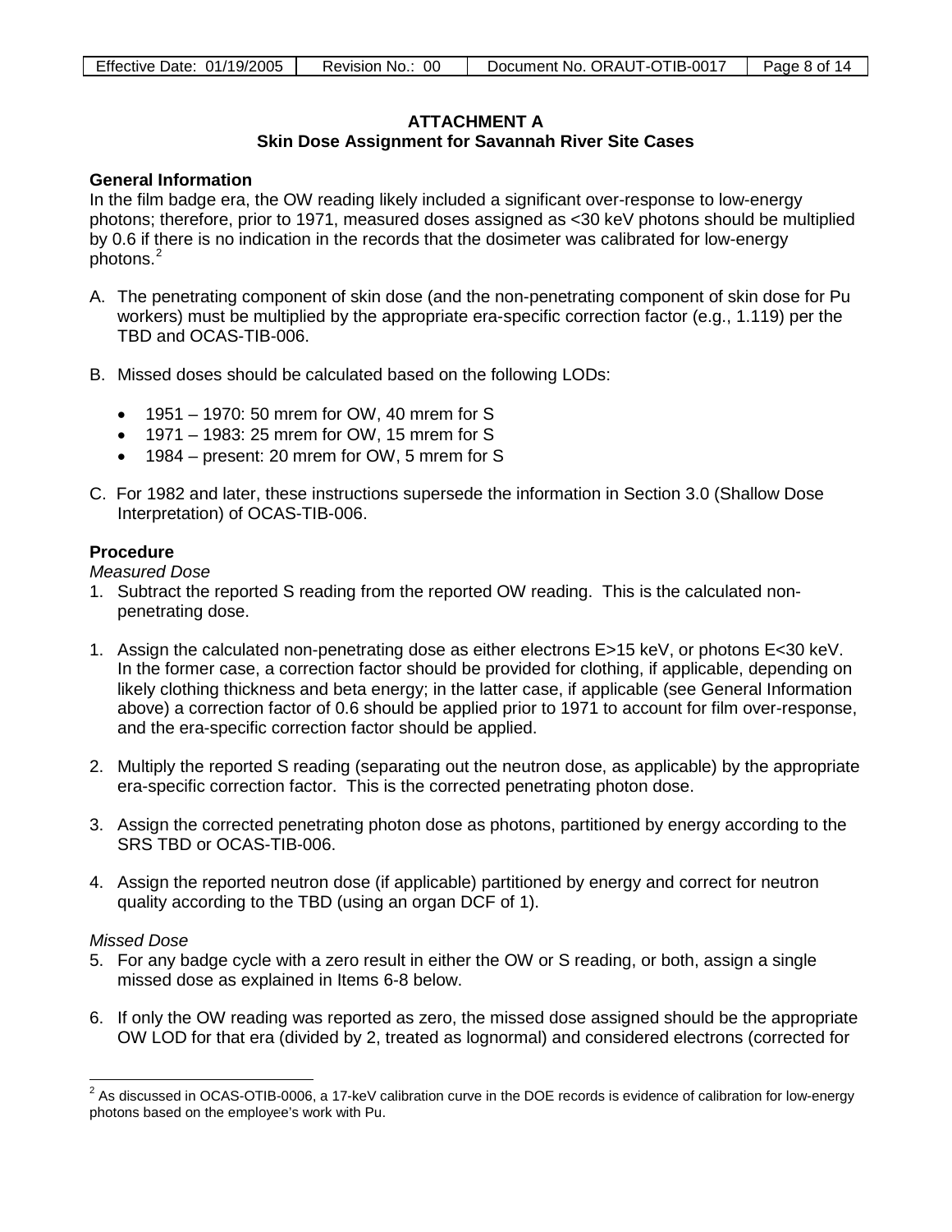## ATTACHMENT A
## Skin Dose Assignment for Savannah River Site Cases

### General Information

In the film badge era, the OW reading likely included a significant over-response to low-energy photons; therefore, prior to 1971, measured doses assigned as <30 keV photons should be multiplied by 0.6 if there is no indication in the records that the dosimeter was calibrated for low-energy photons.[2]

A. The penetrating component of skin dose (and the non-penetrating component of skin dose for Pu workers) must be multiplied by the appropriate era-specific correction factor (e.g., 1.119) per the TBD and OCAS-TIB-006.

B. Missed doses should be calculated based on the following LODs:

- 1951 – 1970: 50 mrem for OW, 40 mrem for S
- 1971 – 1983: 25 mrem for OW, 15 mrem for S
- 1984 – present: 20 mrem for OW, 5 mrem for S

C. For 1982 and later, these instructions supersede the information in Section 3.0 (Shallow Dose Interpretation) of OCAS-TIB-006.

### Procedure

*Measured Dose*

1. Subtract the reported S reading from the reported OW reading. This is the calculated non-penetrating dose.

1. Assign the calculated non-penetrating dose as either electrons E>15 keV, or photons E<30 keV. In the former case, a correction factor should be provided for clothing, if applicable, depending on likely clothing thickness and beta energy; in the latter case, if applicable (see General Information above) a correction factor of 0.6 should be applied prior to 1971 to account for film over-response, and the era-specific correction factor should be applied.

2. Multiply the reported S reading (separating out the neutron dose, as applicable) by the appropriate era-specific correction factor. This is the corrected penetrating photon dose.

3. Assign the corrected penetrating photon dose as photons, partitioned by energy according to the SRS TBD or OCAS-TIB-006.

4. Assign the reported neutron dose (if applicable) partitioned by energy and correct for neutron quality according to the TBD (using an organ DCF of 1).

*Missed Dose*

5. For any badge cycle with a zero result in either the OW or S reading, or both, assign a single missed dose as explained in Items 6-8 below.

6. If only the OW reading was reported as zero, the missed dose assigned should be the appropriate OW LOD for that era (divided by 2, treated as lognormal) and considered electrons (corrected for

---

[2] As discussed in OCAS-OTIB-0006, a 17-keV calibration curve in the DOE records is evidence of calibration for low-energy photons based on the employee's work with Pu.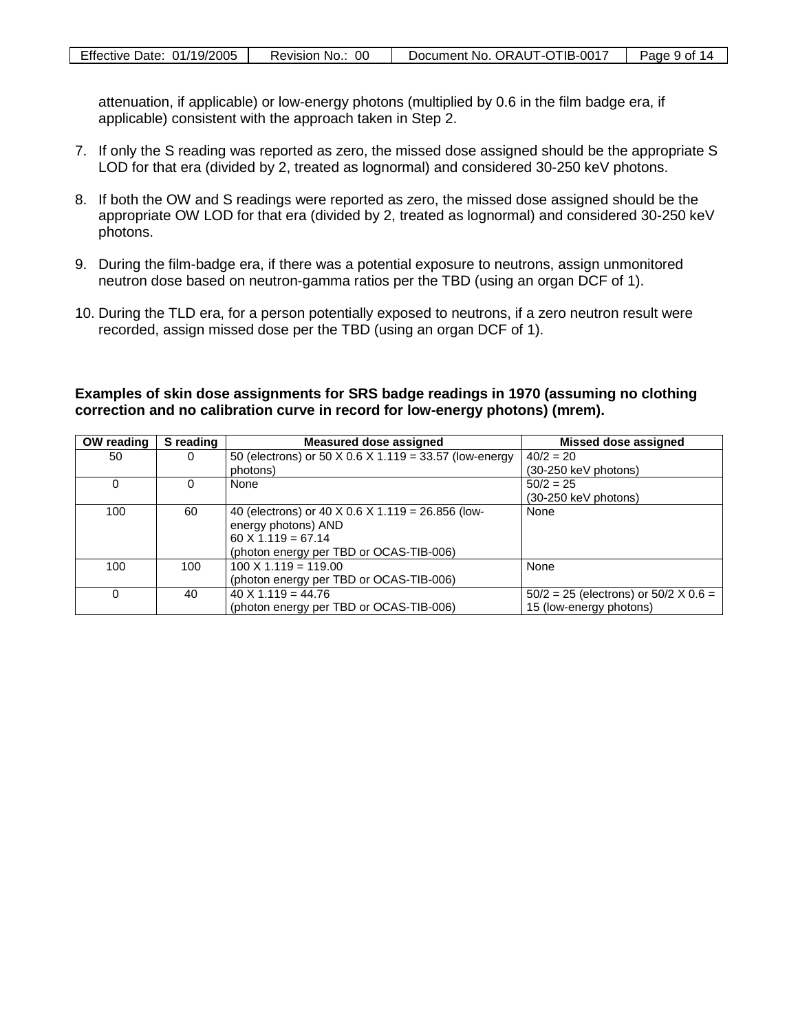attenuation, if applicable) or low-energy photons (multiplied by 0.6 in the film badge era, if applicable) consistent with the approach taken in Step 2.

7. If only the S reading was reported as zero, the missed dose assigned should be the appropriate S LOD for that era (divided by 2, treated as lognormal) and considered 30-250 keV photons.

8. If both the OW and S readings were reported as zero, the missed dose assigned should be the appropriate OW LOD for that era (divided by 2, treated as lognormal) and considered 30-250 keV photons.

9. During the film-badge era, if there was a potential exposure to neutrons, assign unmonitored neutron dose based on neutron-gamma ratios per the TBD (using an organ DCF of 1).

10. During the TLD era, for a person potentially exposed to neutrons, if a zero neutron result were recorded, assign missed dose per the TBD (using an organ DCF of 1).

**Examples of skin dose assignments for SRS badge readings in 1970 (assuming no clothing correction and no calibration curve in record for low-energy photons) (mrem).**

| OW reading | S reading | Measured dose assigned | Missed dose assigned |
|---|---|---|---|
| 50 | 0 | 50 (electrons) or 50 X 0.6 X 1.119 = 33.57 (low-energy photons) | 40/2 = 20<br>(30-250 keV photons) |
| 0 | 0 | None | 50/2 = 25<br>(30-250 keV photons) |
| 100 | 60 | 40 (electrons) or 40 X 0.6 X 1.119 = 26.856 (low-energy photons) AND<br>60 X 1.119 = 67.14<br>(photon energy per TBD or OCAS-TIB-006) | None |
| 100 | 100 | 100 X 1.119 = 119.00<br>(photon energy per TBD or OCAS-TIB-006) | None |
| 0 | 40 | 40 X 1.119 = 44.76<br>(photon energy per TBD or OCAS-TIB-006) | 50/2 = 25 (electrons) or 50/2 X 0.6 = 15 (low-energy photons) |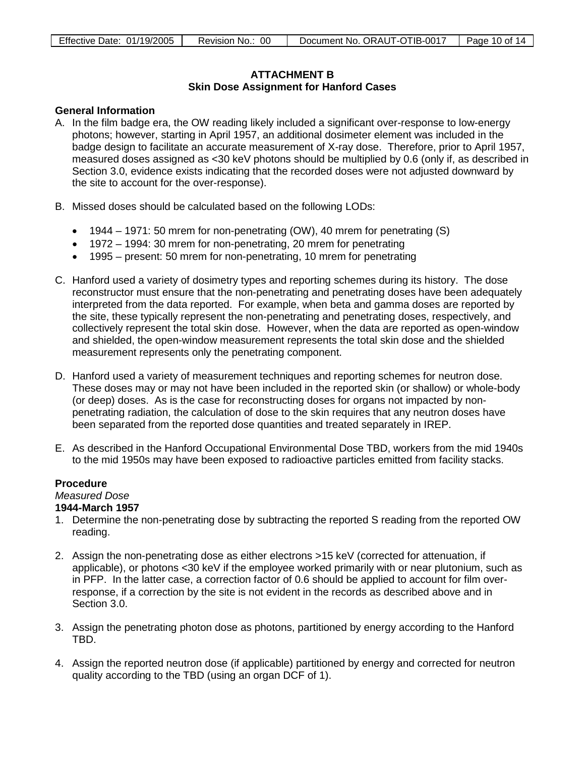## ATTACHMENT B
## Skin Dose Assignment for Hanford Cases

**General Information**

A. In the film badge era, the OW reading likely included a significant over-response to low-energy photons; however, starting in April 1957, an additional dosimeter element was included in the badge design to facilitate an accurate measurement of X-ray dose. Therefore, prior to April 1957, measured doses assigned as <30 keV photons should be multiplied by 0.6 (only if, as described in Section 3.0, evidence exists indicating that the recorded doses were not adjusted downward by the site to account for the over-response).

B. Missed doses should be calculated based on the following LODs:

- 1944 – 1971: 50 mrem for non-penetrating (OW), 40 mrem for penetrating (S)
- 1972 – 1994: 30 mrem for non-penetrating, 20 mrem for penetrating
- 1995 – present: 50 mrem for non-penetrating, 10 mrem for penetrating

C. Hanford used a variety of dosimetry types and reporting schemes during its history. The dose reconstructor must ensure that the non-penetrating and penetrating doses have been adequately interpreted from the data reported. For example, when beta and gamma doses are reported by the site, these typically represent the non-penetrating and penetrating doses, respectively, and collectively represent the total skin dose. However, when the data are reported as open-window and shielded, the open-window measurement represents the total skin dose and the shielded measurement represents only the penetrating component.

D. Hanford used a variety of measurement techniques and reporting schemes for neutron dose. These doses may or may not have been included in the reported skin (or shallow) or whole-body (or deep) doses. As is the case for reconstructing doses for organs not impacted by non-penetrating radiation, the calculation of dose to the skin requires that any neutron doses have been separated from the reported dose quantities and treated separately in IREP.

E. As described in the Hanford Occupational Environmental Dose TBD, workers from the mid 1940s to the mid 1950s may have been exposed to radioactive particles emitted from facility stacks.

**Procedure**

*Measured Dose*

**1944-March 1957**

1. Determine the non-penetrating dose by subtracting the reported S reading from the reported OW reading.

2. Assign the non-penetrating dose as either electrons >15 keV (corrected for attenuation, if applicable), or photons <30 keV if the employee worked primarily with or near plutonium, such as in PFP. In the latter case, a correction factor of 0.6 should be applied to account for film over-response, if a correction by the site is not evident in the records as described above and in Section 3.0.

3. Assign the penetrating photon dose as photons, partitioned by energy according to the Hanford TBD.

4. Assign the reported neutron dose (if applicable) partitioned by energy and corrected for neutron quality according to the TBD (using an organ DCF of 1).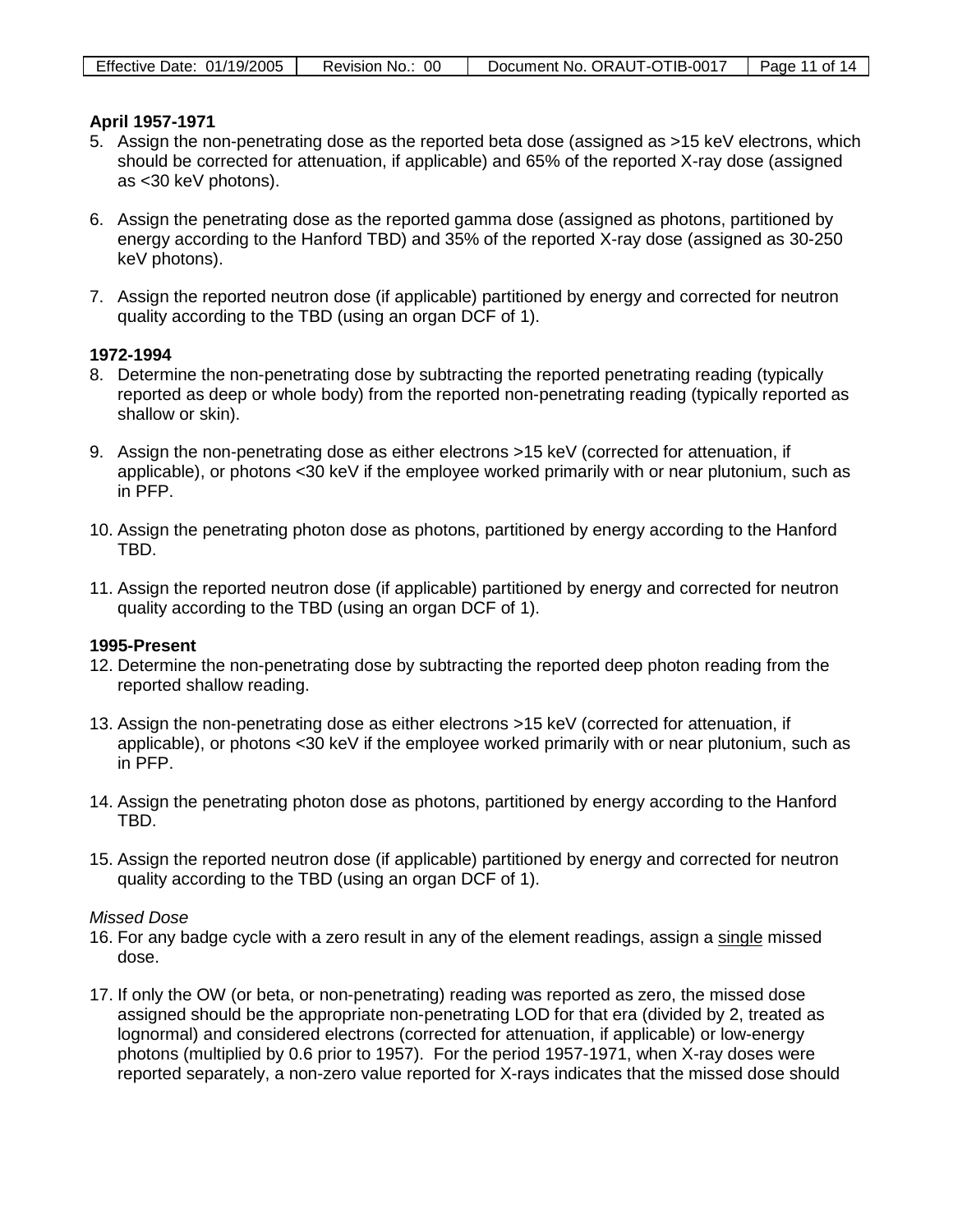**April 1957-1971**

5. Assign the non-penetrating dose as the reported beta dose (assigned as >15 keV electrons, which should be corrected for attenuation, if applicable) and 65% of the reported X-ray dose (assigned as <30 keV photons).

6. Assign the penetrating dose as the reported gamma dose (assigned as photons, partitioned by energy according to the Hanford TBD) and 35% of the reported X-ray dose (assigned as 30-250 keV photons).

7. Assign the reported neutron dose (if applicable) partitioned by energy and corrected for neutron quality according to the TBD (using an organ DCF of 1).

**1972-1994**

8. Determine the non-penetrating dose by subtracting the reported penetrating reading (typically reported as deep or whole body) from the reported non-penetrating reading (typically reported as shallow or skin).

9. Assign the non-penetrating dose as either electrons >15 keV (corrected for attenuation, if applicable), or photons <30 keV if the employee worked primarily with or near plutonium, such as in PFP.

10. Assign the penetrating photon dose as photons, partitioned by energy according to the Hanford TBD.

11. Assign the reported neutron dose (if applicable) partitioned by energy and corrected for neutron quality according to the TBD (using an organ DCF of 1).

**1995-Present**

12. Determine the non-penetrating dose by subtracting the reported deep photon reading from the reported shallow reading.

13. Assign the non-penetrating dose as either electrons >15 keV (corrected for attenuation, if applicable), or photons <30 keV if the employee worked primarily with or near plutonium, such as in PFP.

14. Assign the penetrating photon dose as photons, partitioned by energy according to the Hanford TBD.

15. Assign the reported neutron dose (if applicable) partitioned by energy and corrected for neutron quality according to the TBD (using an organ DCF of 1).

*Missed Dose*

16. For any badge cycle with a zero result in any of the element readings, assign a single missed dose.

17. If only the OW (or beta, or non-penetrating) reading was reported as zero, the missed dose assigned should be the appropriate non-penetrating LOD for that era (divided by 2, treated as lognormal) and considered electrons (corrected for attenuation, if applicable) or low-energy photons (multiplied by 0.6 prior to 1957). For the period 1957-1971, when X-ray doses were reported separately, a non-zero value reported for X-rays indicates that the missed dose should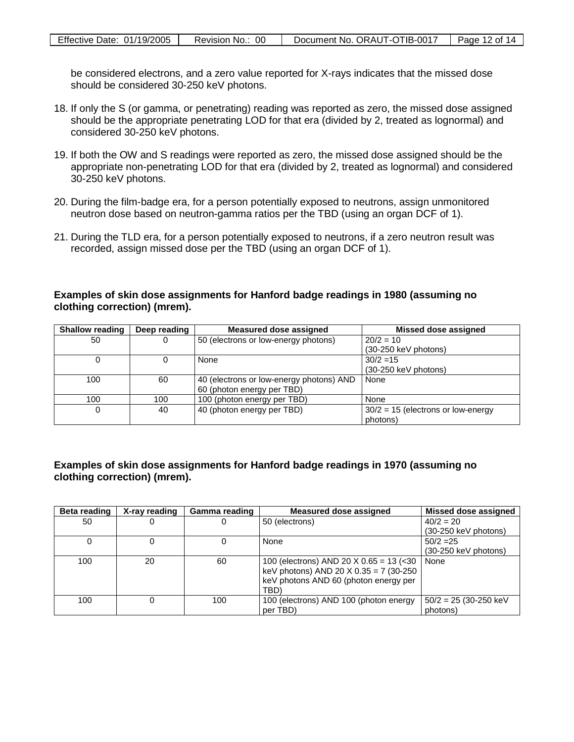be considered electrons, and a zero value reported for X-rays indicates that the missed dose should be considered 30-250 keV photons.

18. If only the S (or gamma, or penetrating) reading was reported as zero, the missed dose assigned should be the appropriate penetrating LOD for that era (divided by 2, treated as lognormal) and considered 30-250 keV photons.

19. If both the OW and S readings were reported as zero, the missed dose assigned should be the appropriate non-penetrating LOD for that era (divided by 2, treated as lognormal) and considered 30-250 keV photons.

20. During the film-badge era, for a person potentially exposed to neutrons, assign unmonitored neutron dose based on neutron-gamma ratios per the TBD (using an organ DCF of 1).

21. During the TLD era, for a person potentially exposed to neutrons, if a zero neutron result was recorded, assign missed dose per the TBD (using an organ DCF of 1).

**Examples of skin dose assignments for Hanford badge readings in 1980 (assuming no clothing correction) (mrem).**

| Shallow reading | Deep reading | Measured dose assigned | Missed dose assigned |
|---|---|---|---|
| 50 | 0 | 50 (electrons or low-energy photons) | 20/2 = 10 (30-250 keV photons) |
| 0 | 0 | None | 30/2 =15 (30-250 keV photons) |
| 100 | 60 | 40 (electrons or low-energy photons) AND 60 (photon energy per TBD) | None |
| 100 | 100 | 100 (photon energy per TBD) | None |
| 0 | 40 | 40 (photon energy per TBD) | 30/2 = 15 (electrons or low-energy photons) |

**Examples of skin dose assignments for Hanford badge readings in 1970 (assuming no clothing correction) (mrem).**

| Beta reading | X-ray reading | Gamma reading | Measured dose assigned | Missed dose assigned |
|---|---|---|---|---|
| 50 | 0 | 0 | 50 (electrons) | 40/2 = 20 (30-250 keV photons) |
| 0 | 0 | 0 | None | 50/2 =25 (30-250 keV photons) |
| 100 | 20 | 60 | 100 (electrons) AND 20 X 0.65 = 13 (<30 keV photons) AND 20 X 0.35 = 7 (30-250 keV photons AND 60 (photon energy per TBD) | None |
| 100 | 0 | 100 | 100 (electrons) AND 100 (photon energy per TBD) | 50/2 = 25 (30-250 keV photons) |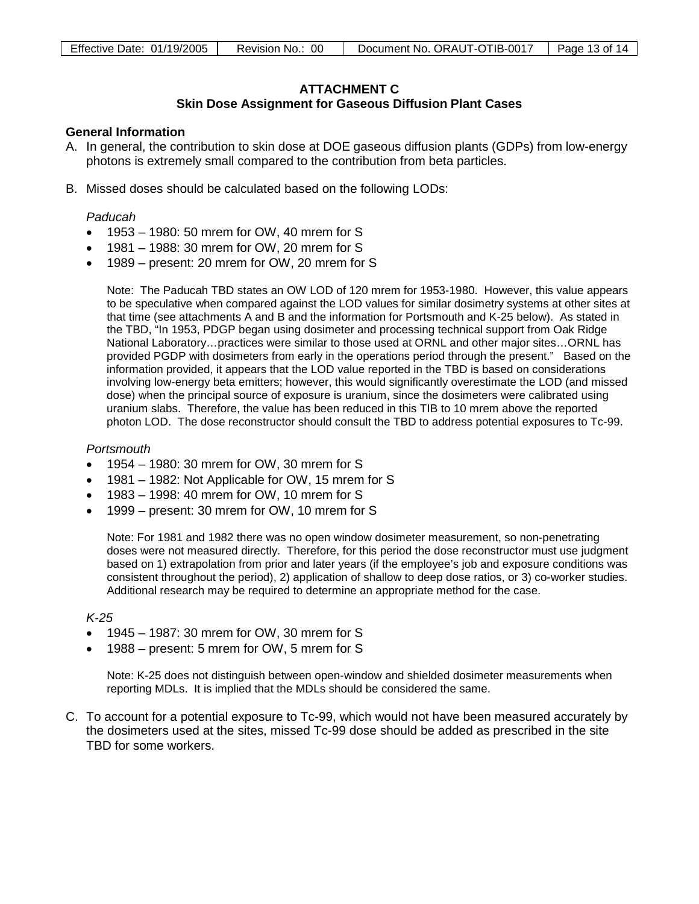## ATTACHMENT C
## Skin Dose Assignment for Gaseous Diffusion Plant Cases

**General Information**

A. In general, the contribution to skin dose at DOE gaseous diffusion plants (GDPs) from low-energy photons is extremely small compared to the contribution from beta particles.

B. Missed doses should be calculated based on the following LODs:

*Paducah*

- 1953 – 1980: 50 mrem for OW, 40 mrem for S
- 1981 – 1988: 30 mrem for OW, 20 mrem for S
- 1989 – present: 20 mrem for OW, 20 mrem for S

Note: The Paducah TBD states an OW LOD of 120 mrem for 1953-1980. However, this value appears to be speculative when compared against the LOD values for similar dosimetry systems at other sites at that time (see attachments A and B and the information for Portsmouth and K-25 below). As stated in the TBD, "In 1953, PDGP began using dosimeter and processing technical support from Oak Ridge National Laboratory…practices were similar to those used at ORNL and other major sites…ORNL has provided PGDP with dosimeters from early in the operations period through the present." Based on the information provided, it appears that the LOD value reported in the TBD is based on considerations involving low-energy beta emitters; however, this would significantly overestimate the LOD (and missed dose) when the principal source of exposure is uranium, since the dosimeters were calibrated using uranium slabs. Therefore, the value has been reduced in this TIB to 10 mrem above the reported photon LOD. The dose reconstructor should consult the TBD to address potential exposures to Tc-99.

*Portsmouth*

- 1954 – 1980: 30 mrem for OW, 30 mrem for S
- 1981 – 1982: Not Applicable for OW, 15 mrem for S
- 1983 – 1998: 40 mrem for OW, 10 mrem for S
- 1999 – present: 30 mrem for OW, 10 mrem for S

Note: For 1981 and 1982 there was no open window dosimeter measurement, so non-penetrating doses were not measured directly. Therefore, for this period the dose reconstructor must use judgment based on 1) extrapolation from prior and later years (if the employee's job and exposure conditions was consistent throughout the period), 2) application of shallow to deep dose ratios, or 3) co-worker studies. Additional research may be required to determine an appropriate method for the case.

*K-25*

- 1945 – 1987: 30 mrem for OW, 30 mrem for S
- 1988 – present: 5 mrem for OW, 5 mrem for S

Note: K-25 does not distinguish between open-window and shielded dosimeter measurements when reporting MDLs. It is implied that the MDLs should be considered the same.

C. To account for a potential exposure to Tc-99, which would not have been measured accurately by the dosimeters used at the sites, missed Tc-99 dose should be added as prescribed in the site TBD for some workers.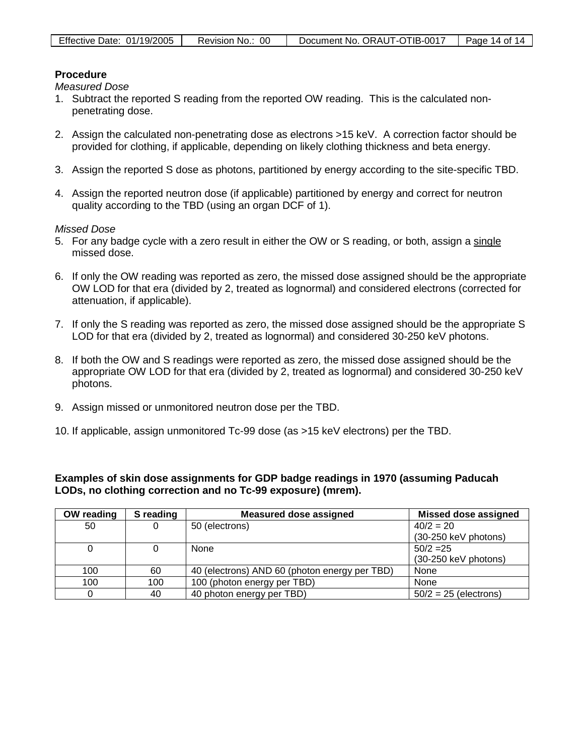**Procedure**

*Measured Dose*

1. Subtract the reported S reading from the reported OW reading. This is the calculated non-penetrating dose.

2. Assign the calculated non-penetrating dose as electrons >15 keV. A correction factor should be provided for clothing, if applicable, depending on likely clothing thickness and beta energy.

3. Assign the reported S dose as photons, partitioned by energy according to the site-specific TBD.

4. Assign the reported neutron dose (if applicable) partitioned by energy and correct for neutron quality according to the TBD (using an organ DCF of 1).

*Missed Dose*

5. For any badge cycle with a zero result in either the OW or S reading, or both, assign a single missed dose.

6. If only the OW reading was reported as zero, the missed dose assigned should be the appropriate OW LOD for that era (divided by 2, treated as lognormal) and considered electrons (corrected for attenuation, if applicable).

7. If only the S reading was reported as zero, the missed dose assigned should be the appropriate S LOD for that era (divided by 2, treated as lognormal) and considered 30-250 keV photons.

8. If both the OW and S readings were reported as zero, the missed dose assigned should be the appropriate OW LOD for that era (divided by 2, treated as lognormal) and considered 30-250 keV photons.

9. Assign missed or unmonitored neutron dose per the TBD.

10. If applicable, assign unmonitored Tc-99 dose (as >15 keV electrons) per the TBD.

**Examples of skin dose assignments for GDP badge readings in 1970 (assuming Paducah LODs, no clothing correction and no Tc-99 exposure) (mrem).**

| OW reading | S reading | Measured dose assigned | Missed dose assigned |
|---|---|---|---|
| 50 | 0 | 50 (electrons) | 40/2 = 20 (30-250 keV photons) |
| 0 | 0 | None | 50/2 =25 (30-250 keV photons) |
| 100 | 60 | 40 (electrons) AND 60 (photon energy per TBD) | None |
| 100 | 100 | 100 (photon energy per TBD) | None |
| 0 | 40 | 40 photon energy per TBD) | 50/2 = 25 (electrons) |